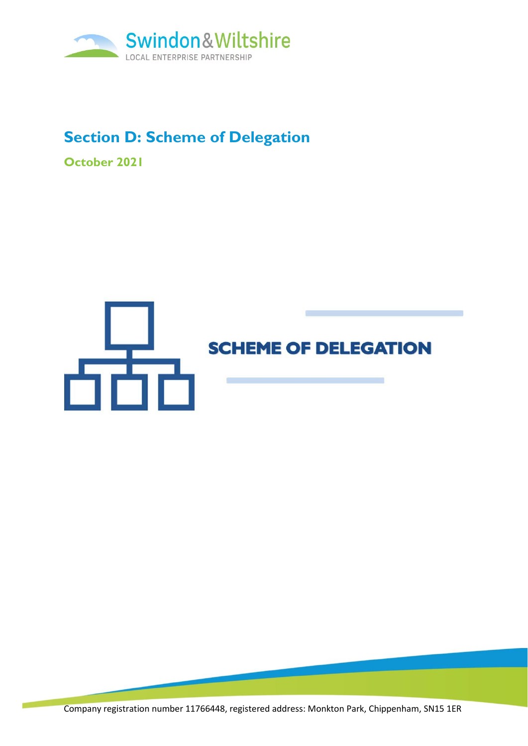Swindon & Wiltshire
LOCAL ENTERPRISE PARTNERSHIP

# Section D: Scheme of Delegation

**October 2021**

## SCHEME OF DELEGATION

Company registration number 11766448, registered address: Monkton Park, Chippenham, SN15 1ER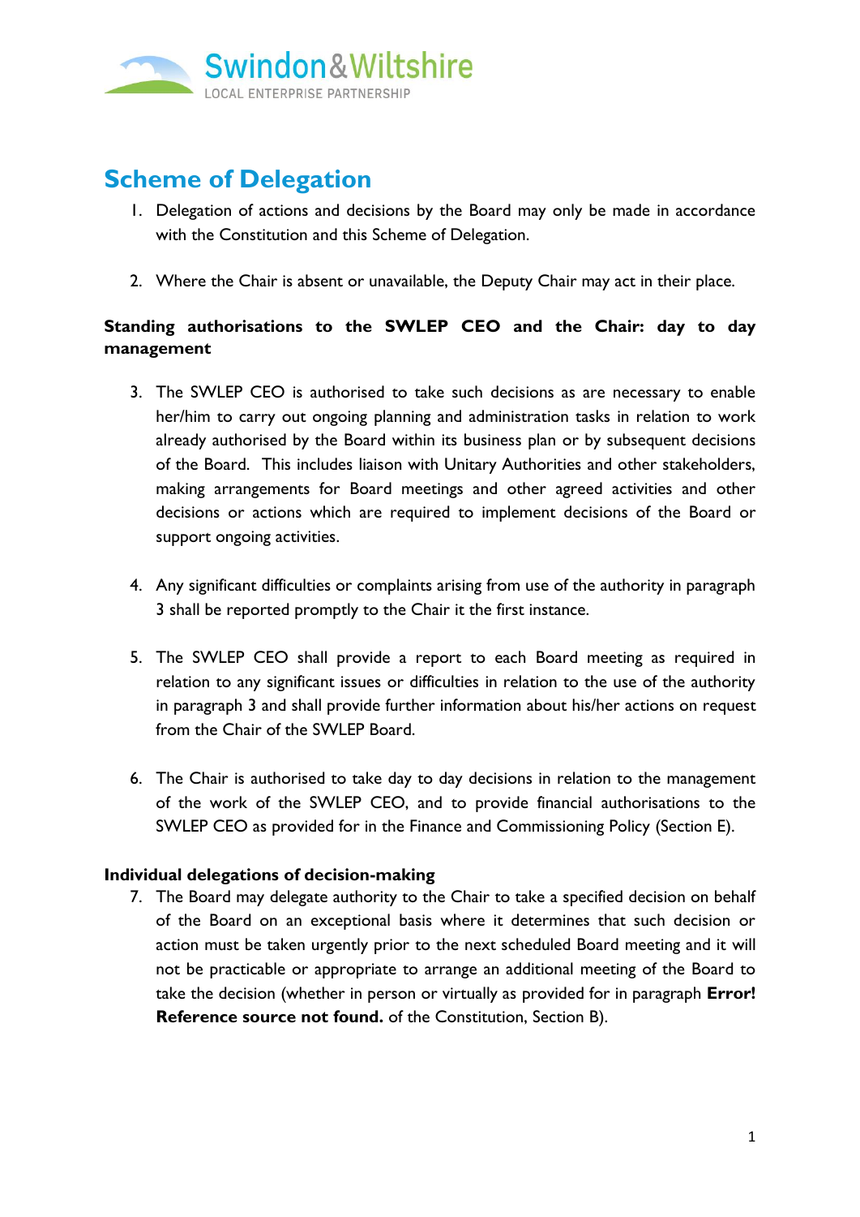# Scheme of Delegation

1. Delegation of actions and decisions by the Board may only be made in accordance with the Constitution and this Scheme of Delegation.

2. Where the Chair is absent or unavailable, the Deputy Chair may act in their place.

**Standing authorisations to the SWLEP CEO and the Chair: day to day management**

3. The SWLEP CEO is authorised to take such decisions as are necessary to enable her/him to carry out ongoing planning and administration tasks in relation to work already authorised by the Board within its business plan or by subsequent decisions of the Board. This includes liaison with Unitary Authorities and other stakeholders, making arrangements for Board meetings and other agreed activities and other decisions or actions which are required to implement decisions of the Board or support ongoing activities.

4. Any significant difficulties or complaints arising from use of the authority in paragraph 3 shall be reported promptly to the Chair it the first instance.

5. The SWLEP CEO shall provide a report to each Board meeting as required in relation to any significant issues or difficulties in relation to the use of the authority in paragraph 3 and shall provide further information about his/her actions on request from the Chair of the SWLEP Board.

6. The Chair is authorised to take day to day decisions in relation to the management of the work of the SWLEP CEO, and to provide financial authorisations to the SWLEP CEO as provided for in the Finance and Commissioning Policy (Section E).

**Individual delegations of decision-making**

7. The Board may delegate authority to the Chair to take a specified decision on behalf of the Board on an exceptional basis where it determines that such decision or action must be taken urgently prior to the next scheduled Board meeting and it will not be practicable or appropriate to arrange an additional meeting of the Board to take the decision (whether in person or virtually as provided for in paragraph **Error! Reference source not found.** of the Constitution, Section B).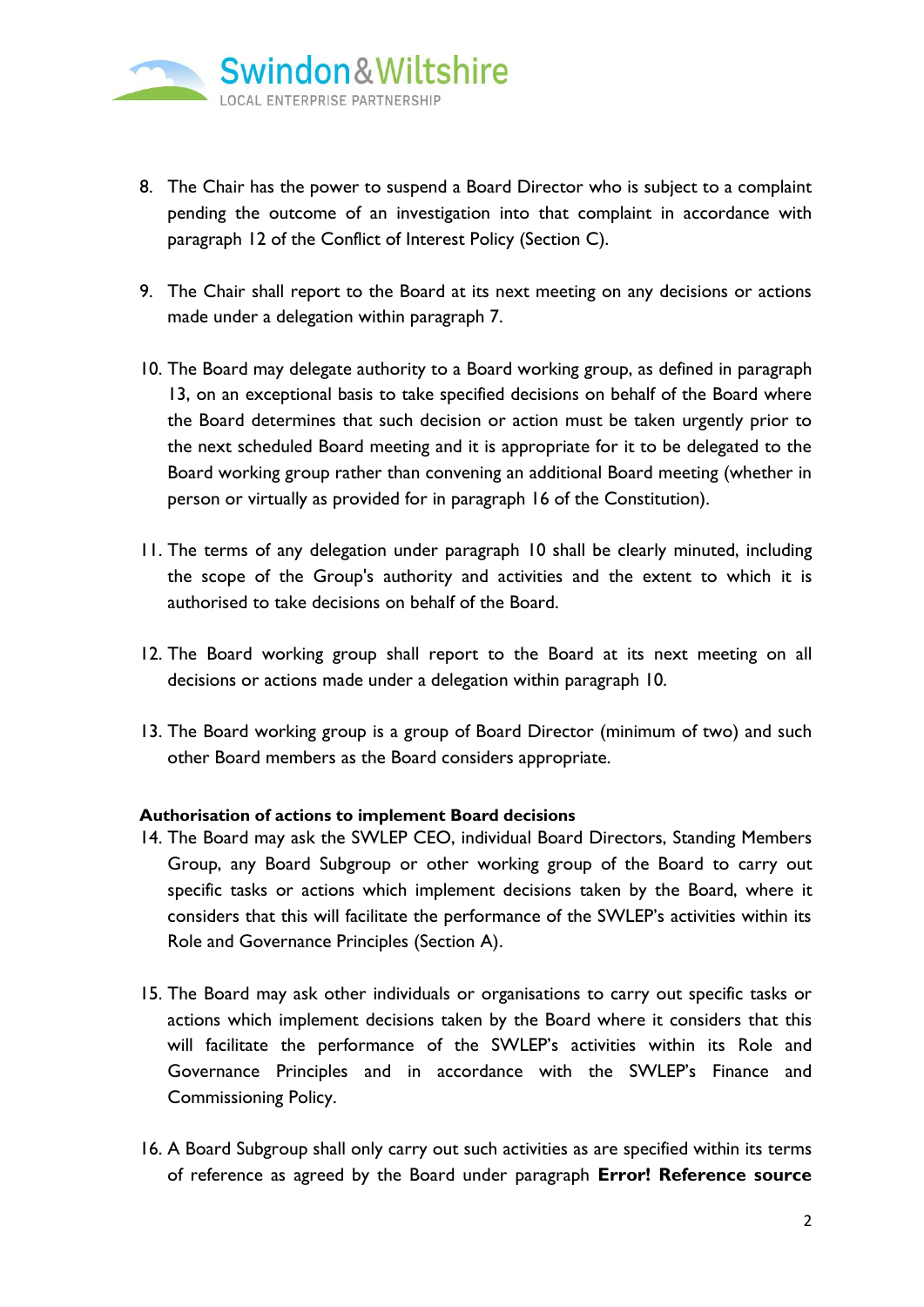8. The Chair has the power to suspend a Board Director who is subject to a complaint pending the outcome of an investigation into that complaint in accordance with paragraph 12 of the Conflict of Interest Policy (Section C).

9. The Chair shall report to the Board at its next meeting on any decisions or actions made under a delegation within paragraph 7.

10. The Board may delegate authority to a Board working group, as defined in paragraph 13, on an exceptional basis to take specified decisions on behalf of the Board where the Board determines that such decision or action must be taken urgently prior to the next scheduled Board meeting and it is appropriate for it to be delegated to the Board working group rather than convening an additional Board meeting (whether in person or virtually as provided for in paragraph 16 of the Constitution).

11. The terms of any delegation under paragraph 10 shall be clearly minuted, including the scope of the Group's authority and activities and the extent to which it is authorised to take decisions on behalf of the Board.

12. The Board working group shall report to the Board at its next meeting on all decisions or actions made under a delegation within paragraph 10.

13. The Board working group is a group of Board Director (minimum of two) and such other Board members as the Board considers appropriate.

**Authorisation of actions to implement Board decisions**

14. The Board may ask the SWLEP CEO, individual Board Directors, Standing Members Group, any Board Subgroup or other working group of the Board to carry out specific tasks or actions which implement decisions taken by the Board, where it considers that this will facilitate the performance of the SWLEP's activities within its Role and Governance Principles (Section A).

15. The Board may ask other individuals or organisations to carry out specific tasks or actions which implement decisions taken by the Board where it considers that this will facilitate the performance of the SWLEP's activities within its Role and Governance Principles and in accordance with the SWLEP's Finance and Commissioning Policy.

16. A Board Subgroup shall only carry out such activities as are specified within its terms of reference as agreed by the Board under paragraph **Error! Reference source**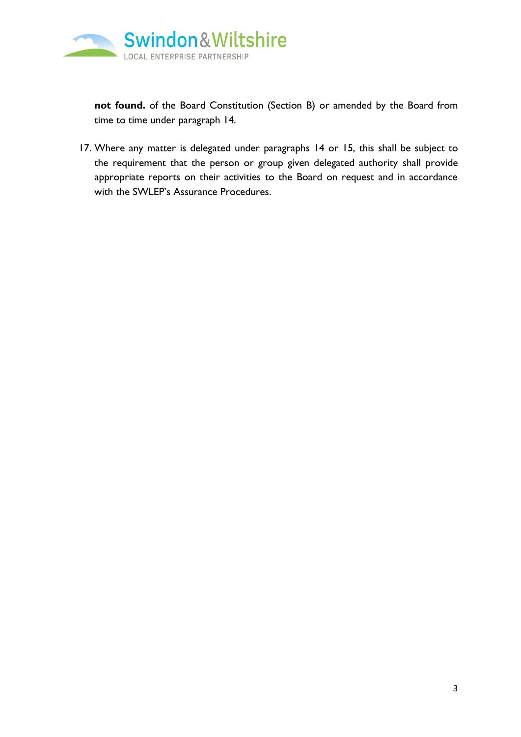**not found.** of the Board Constitution (Section B) or amended by the Board from time to time under paragraph 14.

17. Where any matter is delegated under paragraphs 14 or 15, this shall be subject to the requirement that the person or group given delegated authority shall provide appropriate reports on their activities to the Board on request and in accordance with the SWLEP's Assurance Procedures.